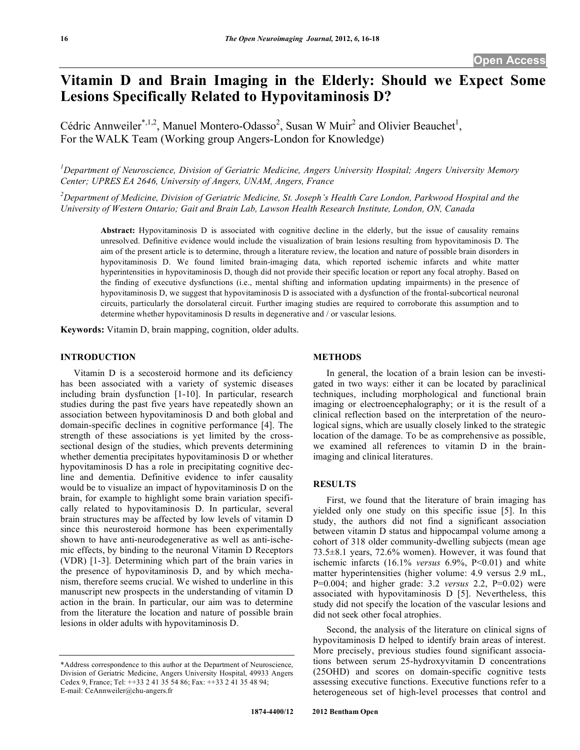# Vitamin D and Brain Imaging in the Elderly: Should we Expect Some Lesions Specifically Related to Hypovitaminosis D?

Cédric Annweiler[*,1,2], Manuel Montero-Odasso[2], Susan W Muir[2] and Olivier Beauchet[1], For the WALK Team (Working group Angers-London for Knowledge)

*[1]Department of Neuroscience, Division of Geriatric Medicine, Angers University Hospital; Angers University Memory Center; UPRES EA 2646, University of Angers, UNAM, Angers, France*

*[2]Department of Medicine, Division of Geriatric Medicine, St. Joseph's Health Care London, Parkwood Hospital and the University of Western Ontario; Gait and Brain Lab, Lawson Health Research Institute, London, ON, Canada*

**Abstract:** Hypovitaminosis D is associated with cognitive decline in the elderly, but the issue of causality remains unresolved. Definitive evidence would include the visualization of brain lesions resulting from hypovitaminosis D. The aim of the present article is to determine, through a literature review, the location and nature of possible brain disorders in hypovitaminosis D. We found limited brain-imaging data, which reported ischemic infarcts and white matter hyperintensities in hypovitaminosis D, though did not provide their specific location or report any focal atrophy. Based on the finding of executive dysfunctions (i.e., mental shifting and information updating impairments) in the presence of hypovitaminosis D, we suggest that hypovitaminosis D is associated with a dysfunction of the frontal-subcortical neuronal circuits, particularly the dorsolateral circuit. Further imaging studies are required to corroborate this assumption and to determine whether hypovitaminosis D results in degenerative and / or vascular lesions.

**Keywords:** Vitamin D, brain mapping, cognition, older adults.

## INTRODUCTION

Vitamin D is a secosteroid hormone and its deficiency has been associated with a variety of systemic diseases including brain dysfunction [1-10]. In particular, research studies during the past five years have repeatedly shown an association between hypovitaminosis D and both global and domain-specific declines in cognitive performance [4]. The strength of these associations is yet limited by the cross-sectional design of the studies, which prevents determining whether dementia precipitates hypovitaminosis D or whether hypovitaminosis D has a role in precipitating cognitive decline and dementia. Definitive evidence to infer causality would be to visualize an impact of hypovitaminosis D on the brain, for example to highlight some brain variation specifically related to hypovitaminosis D. In particular, several brain structures may be affected by low levels of vitamin D since this neurosteroid hormone has been experimentally shown to have anti-neurodegenerative as well as anti-ischemic effects, by binding to the neuronal Vitamin D Receptors (VDR) [1-3]. Determining which part of the brain varies in the presence of hypovitaminosis D, and by which mechanism, therefore seems crucial. We wished to underline in this manuscript new prospects in the understanding of vitamin D action in the brain. In particular, our aim was to determine from the literature the location and nature of possible brain lesions in older adults with hypovitaminosis D.

*Address correspondence to this author at the Department of Neuroscience, Division of Geriatric Medicine, Angers University Hospital, 49933 Angers Cedex 9, France; Tel: ++33 2 41 35 54 86; Fax: ++33 2 41 35 48 94; E-mail: CeAnnweiler@chu-angers.fr

## METHODS

In general, the location of a brain lesion can be investigated in two ways: either it can be located by paraclinical techniques, including morphological and functional brain imaging or electroencephalography; or it is the result of a clinical reflection based on the interpretation of the neurological signs, which are usually closely linked to the strategic location of the damage. To be as comprehensive as possible, we examined all references to vitamin D in the brain-imaging and clinical literatures.

## RESULTS

First, we found that the literature of brain imaging has yielded only one study on this specific issue [5]. In this study, the authors did not find a significant association between vitamin D status and hippocampal volume among a cohort of 318 older community-dwelling subjects (mean age 73.5±8.1 years, 72.6% women). However, it was found that ischemic infarcts (16.1% *versus* 6.9%, $P<0.01$) and white matter hyperintensities (higher volume: 4.9 versus 2.9 mL, $P=0.004$; and higher grade: 3.2 *versus* 2.2, $P=0.02$) were associated with hypovitaminosis D [5]. Nevertheless, this study did not specify the location of the vascular lesions and did not seek other focal atrophies.

Second, the analysis of the literature on clinical signs of hypovitaminosis D helped to identify brain areas of interest. More precisely, previous studies found significant associations between serum 25-hydroxyvitamin D concentrations (25OHD) and scores on domain-specific cognitive tests assessing executive functions. Executive functions refer to a heterogeneous set of high-level processes that control and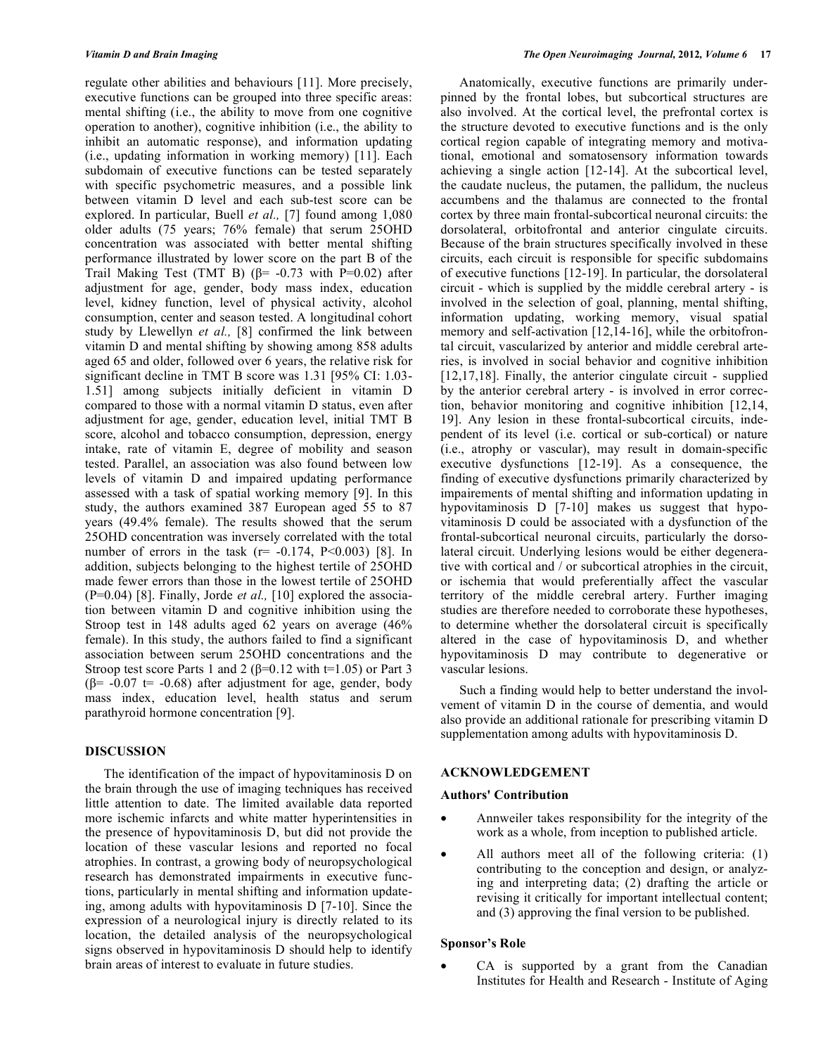regulate other abilities and behaviours [11]. More precisely, executive functions can be grouped into three specific areas: mental shifting (i.e., the ability to move from one cognitive operation to another), cognitive inhibition (i.e., the ability to inhibit an automatic response), and information updating (i.e., updating information in working memory) [11]. Each subdomain of executive functions can be tested separately with specific psychometric measures, and a possible link between vitamin D level and each sub-test score can be explored. In particular, Buell *et al.,* [7] found among 1,080 older adults (75 years; 76% female) that serum 25OHD concentration was associated with better mental shifting performance illustrated by lower score on the part B of the Trail Making Test (TMT B) ($\beta$= -0.73 with P=0.02) after adjustment for age, gender, body mass index, education level, kidney function, level of physical activity, alcohol consumption, center and season tested. A longitudinal cohort study by Llewellyn *et al.,* [8] confirmed the link between vitamin D and mental shifting by showing among 858 adults aged 65 and older, followed over 6 years, the relative risk for significant decline in TMT B score was 1.31 [95% CI: 1.03-1.51] among subjects initially deficient in vitamin D compared to those with a normal vitamin D status, even after adjustment for age, gender, education level, initial TMT B score, alcohol and tobacco consumption, depression, energy intake, rate of vitamin E, degree of mobility and season tested. Parallel, an association was also found between low levels of vitamin D and impaired updating performance assessed with a task of spatial working memory [9]. In this study, the authors examined 387 European aged 55 to 87 years (49.4% female). The results showed that the serum 25OHD concentration was inversely correlated with the total number of errors in the task (r= -0.174, P<0.003) [8]. In addition, subjects belonging to the highest tertile of 25OHD made fewer errors than those in the lowest tertile of 25OHD (P=0.04) [8]. Finally, Jorde *et al.,* [10] explored the association between vitamin D and cognitive inhibition using the Stroop test in 148 adults aged 62 years on average (46% female). In this study, the authors failed to find a significant association between serum 25OHD concentrations and the Stroop test score Parts 1 and 2 ($\beta$=0.12 with t=1.05) or Part 3 ($\beta$= -0.07 t= -0.68) after adjustment for age, gender, body mass index, education level, health status and serum parathyroid hormone concentration [9].

## DISCUSSION

The identification of the impact of hypovitaminosis D on the brain through the use of imaging techniques has received little attention to date. The limited available data reported more ischemic infarcts and white matter hyperintensities in the presence of hypovitaminosis D, but did not provide the location of these vascular lesions and reported no focal atrophies. In contrast, a growing body of neuropsychological research has demonstrated impairments in executive functions, particularly in mental shifting and information updateing, among adults with hypovitaminosis D [7-10]. Since the expression of a neurological injury is directly related to its location, the detailed analysis of the neuropsychological signs observed in hypovitaminosis D should help to identify brain areas of interest to evaluate in future studies.

Anatomically, executive functions are primarily underpinned by the frontal lobes, but subcortical structures are also involved. At the cortical level, the prefrontal cortex is the structure devoted to executive functions and is the only cortical region capable of integrating memory and motivational, emotional and somatosensory information towards achieving a single action [12-14]. At the subcortical level, the caudate nucleus, the putamen, the pallidum, the nucleus accumbens and the thalamus are connected to the frontal cortex by three main frontal-subcortical neuronal circuits: the dorsolateral, orbitofrontal and anterior cingulate circuits. Because of the brain structures specifically involved in these circuits, each circuit is responsible for specific subdomains of executive functions [12-19]. In particular, the dorsolateral circuit - which is supplied by the middle cerebral artery - is involved in the selection of goal, planning, mental shifting, information updating, working memory, visual spatial memory and self-activation [12,14-16], while the orbitofrontal circuit, vascularized by anterior and middle cerebral arteries, is involved in social behavior and cognitive inhibition [12,17,18]. Finally, the anterior cingulate circuit - supplied by the anterior cerebral artery - is involved in error correction, behavior monitoring and cognitive inhibition [12,14, 19]. Any lesion in these frontal-subcortical circuits, independent of its level (i.e. cortical or sub-cortical) or nature (i.e., atrophy or vascular), may result in domain-specific executive dysfunctions [12-19]. As a consequence, the finding of executive dysfunctions primarily characterized by impairements of mental shifting and information updating in hypovitaminosis D [7-10] makes us suggest that hypovitaminosis D could be associated with a dysfunction of the frontal-subcortical neuronal circuits, particularly the dorsolateral circuit. Underlying lesions would be either degenerative with cortical and / or subcortical atrophies in the circuit, or ischemia that would preferentially affect the vascular territory of the middle cerebral artery. Further imaging studies are therefore needed to corroborate these hypotheses, to determine whether the dorsolateral circuit is specifically altered in the case of hypovitaminosis D, and whether hypovitaminosis D may contribute to degenerative or vascular lesions.

Such a finding would help to better understand the involvement of vitamin D in the course of dementia, and would also provide an additional rationale for prescribing vitamin D supplementation among adults with hypovitaminosis D.

## ACKNOWLEDGEMENT

### Authors' Contribution

- Annweiler takes responsibility for the integrity of the work as a whole, from inception to published article.
- All authors meet all of the following criteria: (1) contributing to the conception and design, or analyzing and interpreting data; (2) drafting the article or revising it critically for important intellectual content; and (3) approving the final version to be published.

### Sponsor's Role

- CA is supported by a grant from the Canadian Institutes for Health and Research - Institute of Aging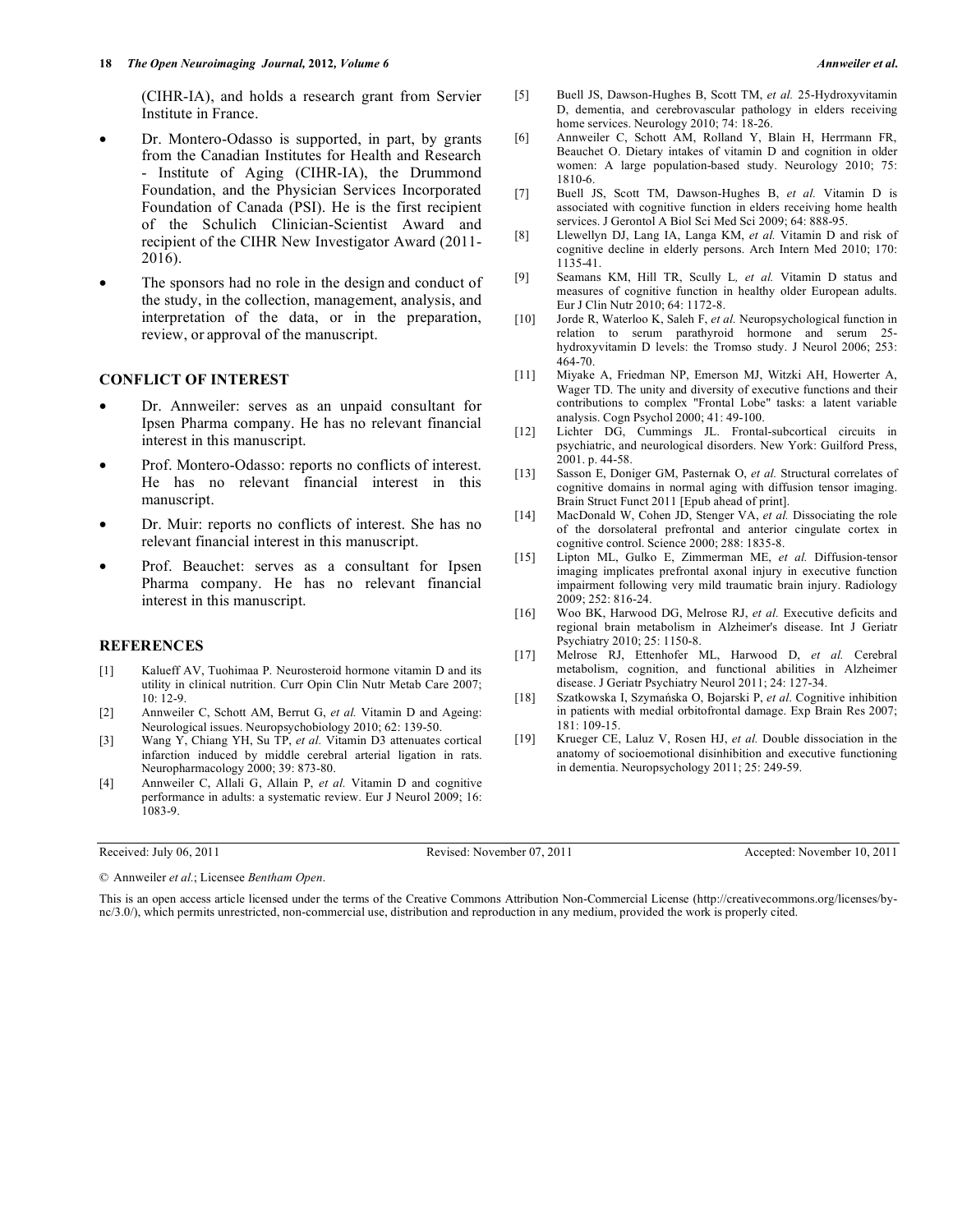(CIHR-IA), and holds a research grant from Servier Institute in France.

- Dr. Montero-Odasso is supported, in part, by grants from the Canadian Institutes for Health and Research - Institute of Aging (CIHR-IA), the Drummond Foundation, and the Physician Services Incorporated Foundation of Canada (PSI). He is the first recipient of the Schulich Clinician-Scientist Award and recipient of the CIHR New Investigator Award (2011-2016).
- The sponsors had no role in the design and conduct of the study, in the collection, management, analysis, and interpretation of the data, or in the preparation, review, or approval of the manuscript.

## CONFLICT OF INTEREST

- Dr. Annweiler: serves as an unpaid consultant for Ipsen Pharma company. He has no relevant financial interest in this manuscript.
- Prof. Montero-Odasso: reports no conflicts of interest. He has no relevant financial interest in this manuscript.
- Dr. Muir: reports no conflicts of interest. She has no relevant financial interest in this manuscript.
- Prof. Beauchet: serves as a consultant for Ipsen Pharma company. He has no relevant financial interest in this manuscript.

## REFERENCES

[1] Kalueff AV, Tuohimaa P. Neurosteroid hormone vitamin D and its utility in clinical nutrition. Curr Opin Clin Nutr Metab Care 2007; 10: 12-9.

[2] Annweiler C, Schott AM, Berrut G, *et al.* Vitamin D and Ageing: Neurological issues. Neuropsychobiology 2010; 62: 139-50.

[3] Wang Y, Chiang YH, Su TP, *et al.* Vitamin D3 attenuates cortical infarction induced by middle cerebral arterial ligation in rats. Neuropharmacology 2000; 39: 873-80.

[4] Annweiler C, Allali G, Allain P, *et al.* Vitamin D and cognitive performance in adults: a systematic review. Eur J Neurol 2009; 16: 1083-9.

[5] Buell JS, Dawson-Hughes B, Scott TM, *et al.* 25-Hydroxyvitamin D, dementia, and cerebrovascular pathology in elders receiving home services. Neurology 2010; 74: 18-26.

[6] Annweiler C, Schott AM, Rolland Y, Blain H, Herrmann FR, Beauchet O. Dietary intakes of vitamin D and cognition in older women: A large population-based study. Neurology 2010; 75: 1810-6.

[7] Buell JS, Scott TM, Dawson-Hughes B, *et al.* Vitamin D is associated with cognitive function in elders receiving home health services. J Gerontol A Biol Sci Med Sci 2009; 64: 888-95.

[8] Llewellyn DJ, Lang IA, Langa KM, *et al.* Vitamin D and risk of cognitive decline in elderly persons. Arch Intern Med 2010; 170: 1135-41.

[9] Seamans KM, Hill TR, Scully L, *et al.* Vitamin D status and measures of cognitive function in healthy older European adults. Eur J Clin Nutr 2010; 64: 1172-8.

[10] Jorde R, Waterloo K, Saleh F, *et al.* Neuropsychological function in relation to serum parathyroid hormone and serum 25-hydroxyvitamin D levels: the Tromso study. J Neurol 2006; 253: 464-70.

[11] Miyake A, Friedman NP, Emerson MJ, Witzki AH, Howerter A, Wager TD. The unity and diversity of executive functions and their contributions to complex "Frontal Lobe" tasks: a latent variable analysis. Cogn Psychol 2000; 41: 49-100.

[12] Lichter DG, Cummings JL. Frontal-subcortical circuits in psychiatric, and neurological disorders. New York: Guilford Press, 2001. p. 44-58.

[13] Sasson E, Doniger GM, Pasternak O, *et al.* Structural correlates of cognitive domains in normal aging with diffusion tensor imaging. Brain Struct Funct 2011 [Epub ahead of print].

[14] MacDonald W, Cohen JD, Stenger VA, *et al.* Dissociating the role of the dorsolateral prefrontal and anterior cingulate cortex in cognitive control. Science 2000; 288: 1835-8.

[15] Lipton ML, Gulko E, Zimmerman ME, *et al.* Diffusion-tensor imaging implicates prefrontal axonal injury in executive function impairment following very mild traumatic brain injury. Radiology 2009; 252: 816-24.

[16] Woo BK, Harwood DG, Melrose RJ, *et al.* Executive deficits and regional brain metabolism in Alzheimer's disease. Int J Geriatr Psychiatry 2010; 25: 1150-8.

[17] Melrose RJ, Ettenhofer ML, Harwood D, *et al.* Cerebral metabolism, cognition, and functional abilities in Alzheimer disease. J Geriatr Psychiatry Neurol 2011; 24: 127-34.

[18] Szatkowska I, Szymańska O, Bojarski P, *et al.* Cognitive inhibition in patients with medial orbitofrontal damage. Exp Brain Res 2007; 181: 109-15.

[19] Krueger CE, Laluz V, Rosen HJ, *et al.* Double dissociation in the anatomy of socioemotional disinhibition and executive functioning in dementia. Neuropsychology 2011; 25: 249-59.

Received: July 06, 2011 Revised: November 07, 2011 Accepted: November 10, 2011

© Annweiler *et al.*; Licensee *Bentham Open*.

This is an open access article licensed under the terms of the Creative Commons Attribution Non-Commercial License (http://creativecommons.org/licenses/by-nc/3.0/), which permits unrestricted, non-commercial use, distribution and reproduction in any medium, provided the work is properly cited.